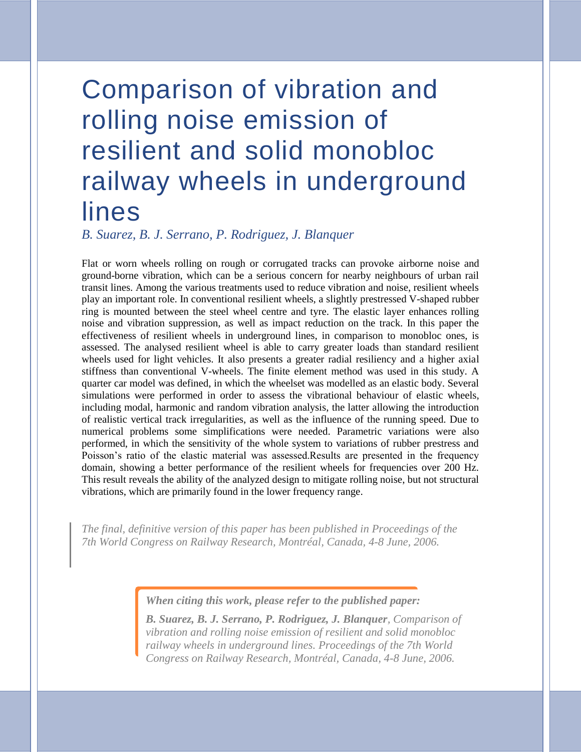# Comparison of vibration and rolling noise emission of resilient and solid monobloc railway wheels in underground lines

*B. Suarez, B. J. Serrano, P. Rodriguez, J. Blanquer*

Flat or worn wheels rolling on rough or corrugated tracks can provoke airborne noise and ground-borne vibration, which can be a serious concern for nearby neighbours of urban rail transit lines. Among the various treatments used to reduce vibration and noise, resilient wheels play an important role. In conventional resilient wheels, a slightly prestressed V-shaped rubber ring is mounted between the steel wheel centre and tyre. The elastic layer enhances rolling noise and vibration suppression, as well as impact reduction on the track. In this paper the effectiveness of resilient wheels in underground lines, in comparison to monobloc ones, is assessed. The analysed resilient wheel is able to carry greater loads than standard resilient wheels used for light vehicles. It also presents a greater radial resiliency and a higher axial stiffness than conventional V-wheels. The finite element method was used in this study. A quarter car model was defined, in which the wheelset was modelled as an elastic body. Several simulations were performed in order to assess the vibrational behaviour of elastic wheels, including modal, harmonic and random vibration analysis, the latter allowing the introduction of realistic vertical track irregularities, as well as the influence of the running speed. Due to numerical problems some simplifications were needed. Parametric variations were also performed, in which the sensitivity of the whole system to variations of rubber prestress and Poisson's ratio of the elastic material was assessed.Results are presented in the frequency domain, showing a better performance of the resilient wheels for frequencies over 200 Hz. This result reveals the ability of the analyzed design to mitigate rolling noise, but not structural vibrations, which are primarily found in the lower frequency range.

*The final, definitive version of this paper has been published in Proceedings of the 7th World Congress on Railway Research, Montréal, Canada, 4-8 June, 2006.*

***When citing this work, please refer to the published paper:***

***B. Suarez, B. J. Serrano, P. Rodriguez, J. Blanquer**, Comparison of vibration and rolling noise emission of resilient and solid monobloc railway wheels in underground lines. Proceedings of the 7th World Congress on Railway Research, Montréal, Canada, 4-8 June, 2006.*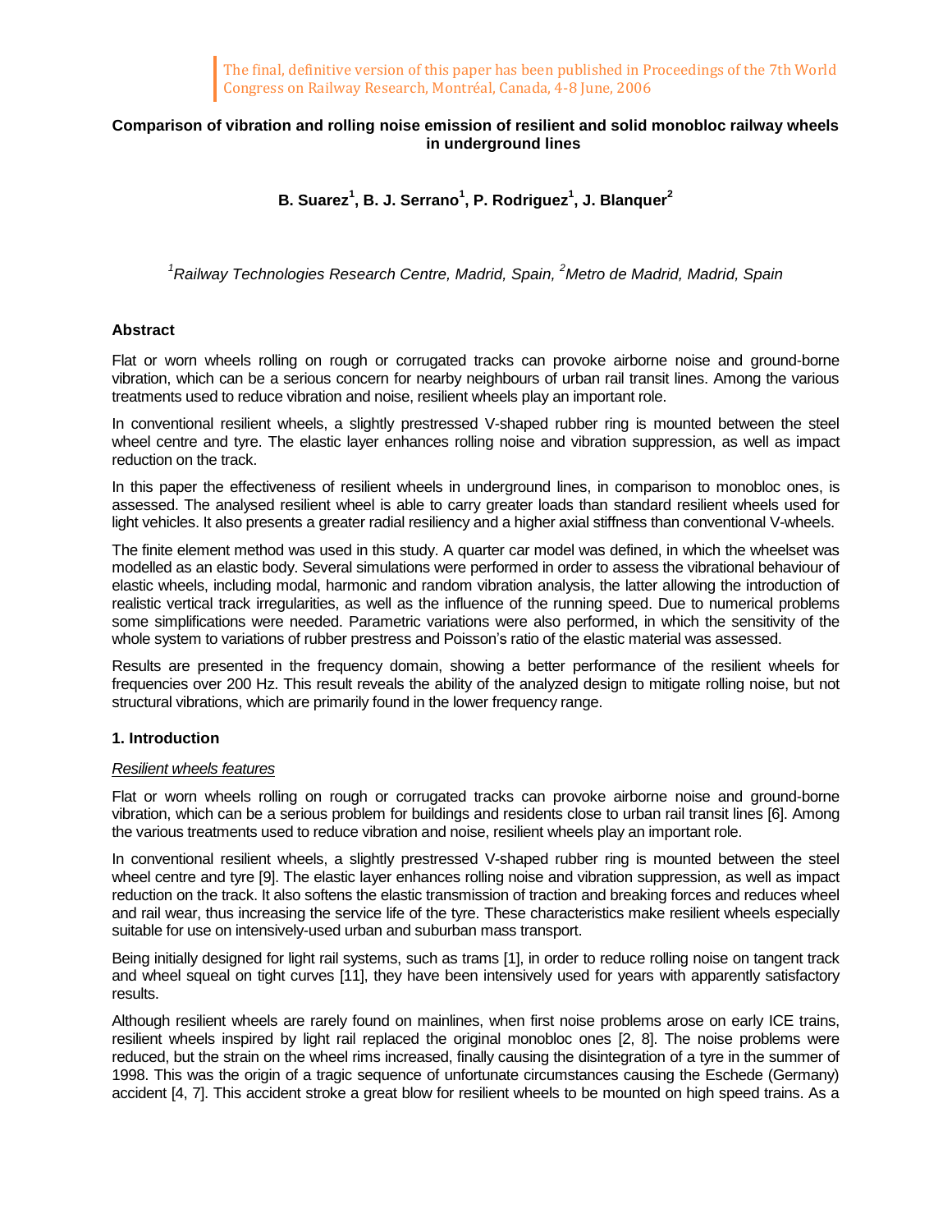The final, definitive version of this paper has been published in Proceedings of the 7th World Congress on Railway Research, Montréal, Canada, 4-8 June, 2006

# Comparison of vibration and rolling noise emission of resilient and solid monobloc railway wheels in underground lines

**B. Suarez[1], B. J. Serrano[1], P. Rodriguez[1], J. Blanquer[2]**

*[1]Railway Technologies Research Centre, Madrid, Spain, [2]Metro de Madrid, Madrid, Spain*

## Abstract

Flat or worn wheels rolling on rough or corrugated tracks can provoke airborne noise and ground-borne vibration, which can be a serious concern for nearby neighbours of urban rail transit lines. Among the various treatments used to reduce vibration and noise, resilient wheels play an important role.

In conventional resilient wheels, a slightly prestressed V-shaped rubber ring is mounted between the steel wheel centre and tyre. The elastic layer enhances rolling noise and vibration suppression, as well as impact reduction on the track.

In this paper the effectiveness of resilient wheels in underground lines, in comparison to monobloc ones, is assessed. The analysed resilient wheel is able to carry greater loads than standard resilient wheels used for light vehicles. It also presents a greater radial resiliency and a higher axial stiffness than conventional V-wheels.

The finite element method was used in this study. A quarter car model was defined, in which the wheelset was modelled as an elastic body. Several simulations were performed in order to assess the vibrational behaviour of elastic wheels, including modal, harmonic and random vibration analysis, the latter allowing the introduction of realistic vertical track irregularities, as well as the influence of the running speed. Due to numerical problems some simplifications were needed. Parametric variations were also performed, in which the sensitivity of the whole system to variations of rubber prestress and Poisson's ratio of the elastic material was assessed.

Results are presented in the frequency domain, showing a better performance of the resilient wheels for frequencies over 200 Hz. This result reveals the ability of the analyzed design to mitigate rolling noise, but not structural vibrations, which are primarily found in the lower frequency range.

## 1. Introduction

*Resilient wheels features*

Flat or worn wheels rolling on rough or corrugated tracks can provoke airborne noise and ground-borne vibration, which can be a serious problem for buildings and residents close to urban rail transit lines [6]. Among the various treatments used to reduce vibration and noise, resilient wheels play an important role.

In conventional resilient wheels, a slightly prestressed V-shaped rubber ring is mounted between the steel wheel centre and tyre [9]. The elastic layer enhances rolling noise and vibration suppression, as well as impact reduction on the track. It also softens the elastic transmission of traction and breaking forces and reduces wheel and rail wear, thus increasing the service life of the tyre. These characteristics make resilient wheels especially suitable for use on intensively-used urban and suburban mass transport.

Being initially designed for light rail systems, such as trams [1], in order to reduce rolling noise on tangent track and wheel squeal on tight curves [11], they have been intensively used for years with apparently satisfactory results.

Although resilient wheels are rarely found on mainlines, when first noise problems arose on early ICE trains, resilient wheels inspired by light rail replaced the original monobloc ones [2, 8]. The noise problems were reduced, but the strain on the wheel rims increased, finally causing the disintegration of a tyre in the summer of 1998. This was the origin of a tragic sequence of unfortunate circumstances causing the Eschede (Germany) accident [4, 7]. This accident stroke a great blow for resilient wheels to be mounted on high speed trains. As a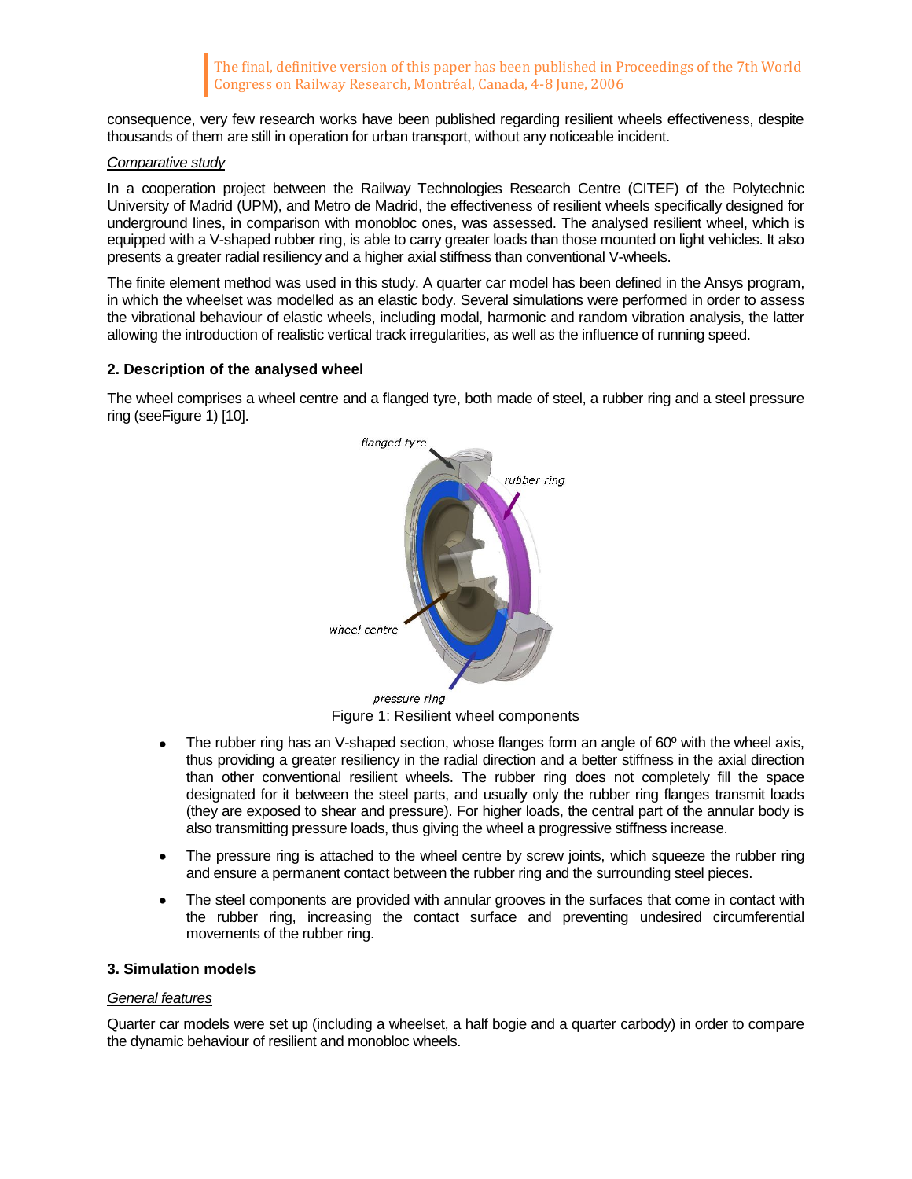consequence, very few research works have been published regarding resilient wheels effectiveness, despite thousands of them are still in operation for urban transport, without any noticeable incident.

*Comparative study*

In a cooperation project between the Railway Technologies Research Centre (CITEF) of the Polytechnic University of Madrid (UPM), and Metro de Madrid, the effectiveness of resilient wheels specifically designed for underground lines, in comparison with monobloc ones, was assessed. The analysed resilient wheel, which is equipped with a V-shaped rubber ring, is able to carry greater loads than those mounted on light vehicles. It also presents a greater radial resiliency and a higher axial stiffness than conventional V-wheels.

The finite element method was used in this study. A quarter car model has been defined in the Ansys program, in which the wheelset was modelled as an elastic body. Several simulations were performed in order to assess the vibrational behaviour of elastic wheels, including modal, harmonic and random vibration analysis, the latter allowing the introduction of realistic vertical track irregularities, as well as the influence of running speed.

## 2. Description of the analysed wheel

The wheel comprises a wheel centre and a flanged tyre, both made of steel, a rubber ring and a steel pressure ring (seeFigure 1) [10].

Figure 1: Resilient wheel components

- The rubber ring has an V-shaped section, whose flanges form an angle of 60º with the wheel axis, thus providing a greater resiliency in the radial direction and a better stiffness in the axial direction than other conventional resilient wheels. The rubber ring does not completely fill the space designated for it between the steel parts, and usually only the rubber ring flanges transmit loads (they are exposed to shear and pressure). For higher loads, the central part of the annular body is also transmitting pressure loads, thus giving the wheel a progressive stiffness increase.
- The pressure ring is attached to the wheel centre by screw joints, which squeeze the rubber ring and ensure a permanent contact between the rubber ring and the surrounding steel pieces.
- The steel components are provided with annular grooves in the surfaces that come in contact with the rubber ring, increasing the contact surface and preventing undesired circumferential movements of the rubber ring.

## 3. Simulation models

*General features*

Quarter car models were set up (including a wheelset, a half bogie and a quarter carbody) in order to compare the dynamic behaviour of resilient and monobloc wheels.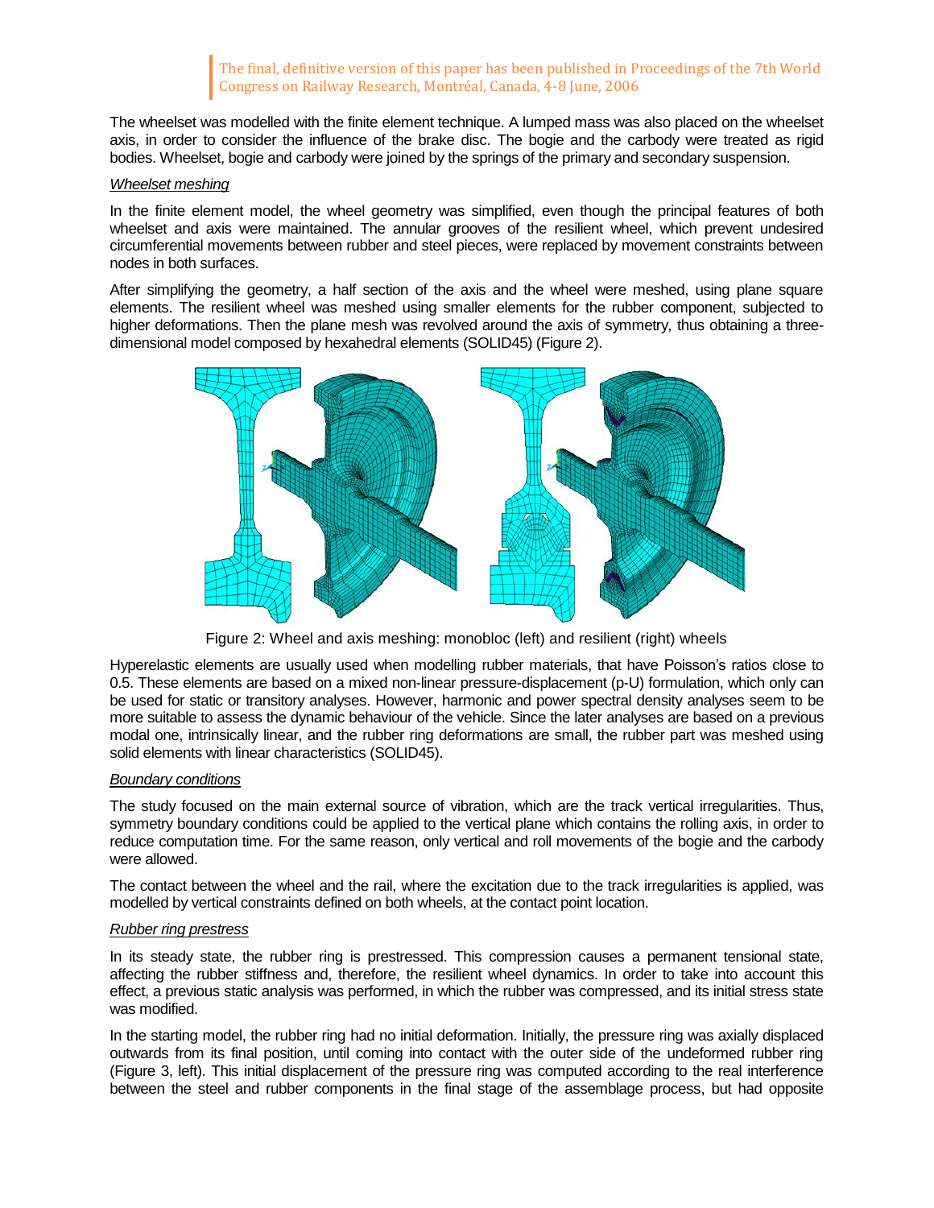The wheelset was modelled with the finite element technique. A lumped mass was also placed on the wheelset axis, in order to consider the influence of the brake disc. The bogie and the carbody were treated as rigid bodies. Wheelset, bogie and carbody were joined by the springs of the primary and secondary suspension.

*Wheelset meshing*

In the finite element model, the wheel geometry was simplified, even though the principal features of both wheelset and axis were maintained. The annular grooves of the resilient wheel, which prevent undesired circumferential movements between rubber and steel pieces, were replaced by movement constraints between nodes in both surfaces.

After simplifying the geometry, a half section of the axis and the wheel were meshed, using plane square elements. The resilient wheel was meshed using smaller elements for the rubber component, subjected to higher deformations. Then the plane mesh was revolved around the axis of symmetry, thus obtaining a three-dimensional model composed by hexahedral elements (SOLID45) (Figure 2).

Figure 2: Wheel and axis meshing: monobloc (left) and resilient (right) wheels

Hyperelastic elements are usually used when modelling rubber materials, that have Poisson's ratios close to 0.5. These elements are based on a mixed non-linear pressure-displacement (p-U) formulation, which only can be used for static or transitory analyses. However, harmonic and power spectral density analyses seem to be more suitable to assess the dynamic behaviour of the vehicle. Since the later analyses are based on a previous modal one, intrinsically linear, and the rubber ring deformations are small, the rubber part was meshed using solid elements with linear characteristics (SOLID45).

*Boundary conditions*

The study focused on the main external source of vibration, which are the track vertical irregularities. Thus, symmetry boundary conditions could be applied to the vertical plane which contains the rolling axis, in order to reduce computation time. For the same reason, only vertical and roll movements of the bogie and the carbody were allowed.

The contact between the wheel and the rail, where the excitation due to the track irregularities is applied, was modelled by vertical constraints defined on both wheels, at the contact point location.

*Rubber ring prestress*

In its steady state, the rubber ring is prestressed. This compression causes a permanent tensional state, affecting the rubber stiffness and, therefore, the resilient wheel dynamics. In order to take into account this effect, a previous static analysis was performed, in which the rubber was compressed, and its initial stress state was modified.

In the starting model, the rubber ring had no initial deformation. Initially, the pressure ring was axially displaced outwards from its final position, until coming into contact with the outer side of the undeformed rubber ring (Figure 3, left). This initial displacement of the pressure ring was computed according to the real interference between the steel and rubber components in the final stage of the assemblage process, but had opposite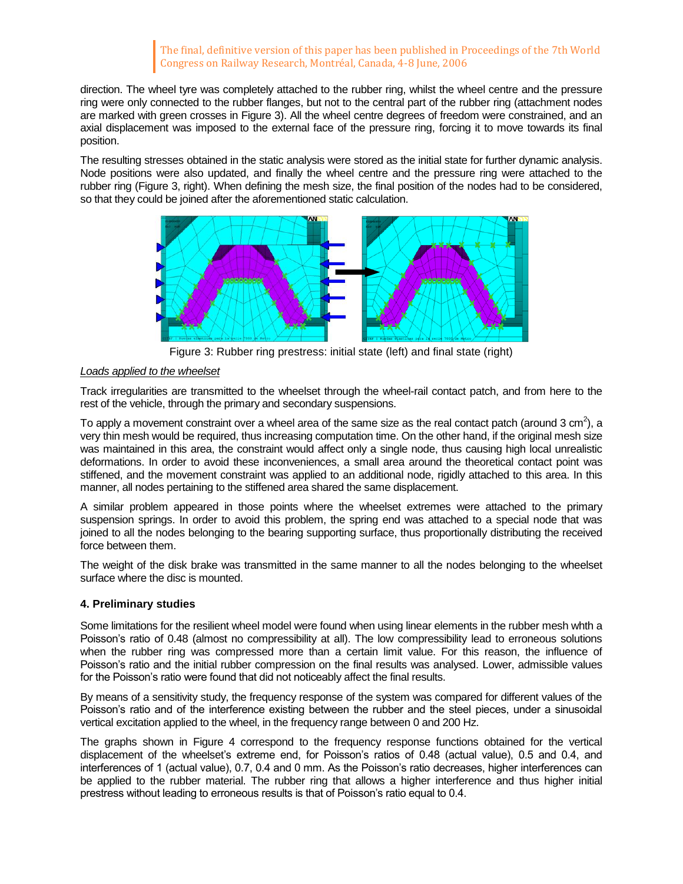direction. The wheel tyre was completely attached to the rubber ring, whilst the wheel centre and the pressure ring were only connected to the rubber flanges, but not to the central part of the rubber ring (attachment nodes are marked with green crosses in Figure 3). All the wheel centre degrees of freedom were constrained, and an axial displacement was imposed to the external face of the pressure ring, forcing it to move towards its final position.

The resulting stresses obtained in the static analysis were stored as the initial state for further dynamic analysis. Node positions were also updated, and finally the wheel centre and the pressure ring were attached to the rubber ring (Figure 3, right). When defining the mesh size, the final position of the nodes had to be considered, so that they could be joined after the aforementioned static calculation.

Figure 3: Rubber ring prestress: initial state (left) and final state (right)

*Loads applied to the wheelset*

Track irregularities are transmitted to the wheelset through the wheel-rail contact patch, and from here to the rest of the vehicle, through the primary and secondary suspensions.

To apply a movement constraint over a wheel area of the same size as the real contact patch (around 3 $cm^2$), a very thin mesh would be required, thus increasing computation time. On the other hand, if the original mesh size was maintained in this area, the constraint would affect only a single node, thus causing high local unrealistic deformations. In order to avoid these inconveniences, a small area around the theoretical contact point was stiffened, and the movement constraint was applied to an additional node, rigidly attached to this area. In this manner, all nodes pertaining to the stiffened area shared the same displacement.

A similar problem appeared in those points where the wheelset extremes were attached to the primary suspension springs. In order to avoid this problem, the spring end was attached to a special node that was joined to all the nodes belonging to the bearing supporting surface, thus proportionally distributing the received force between them.

The weight of the disk brake was transmitted in the same manner to all the nodes belonging to the wheelset surface where the disc is mounted.

## 4. Preliminary studies

Some limitations for the resilient wheel model were found when using linear elements in the rubber mesh whth a Poisson's ratio of 0.48 (almost no compressibility at all). The low compressibility lead to erroneous solutions when the rubber ring was compressed more than a certain limit value. For this reason, the influence of Poisson's ratio and the initial rubber compression on the final results was analysed. Lower, admissible values for the Poisson's ratio were found that did not noticeably affect the final results.

By means of a sensitivity study, the frequency response of the system was compared for different values of the Poisson's ratio and of the interference existing between the rubber and the steel pieces, under a sinusoidal vertical excitation applied to the wheel, in the frequency range between 0 and 200 Hz.

The graphs shown in Figure 4 correspond to the frequency response functions obtained for the vertical displacement of the wheelset's extreme end, for Poisson's ratios of 0.48 (actual value), 0.5 and 0.4, and interferences of 1 (actual value), 0.7, 0.4 and 0 mm. As the Poisson's ratio decreases, higher interferences can be applied to the rubber material. The rubber ring that allows a higher interference and thus higher initial prestress without leading to erroneous results is that of Poisson's ratio equal to 0.4.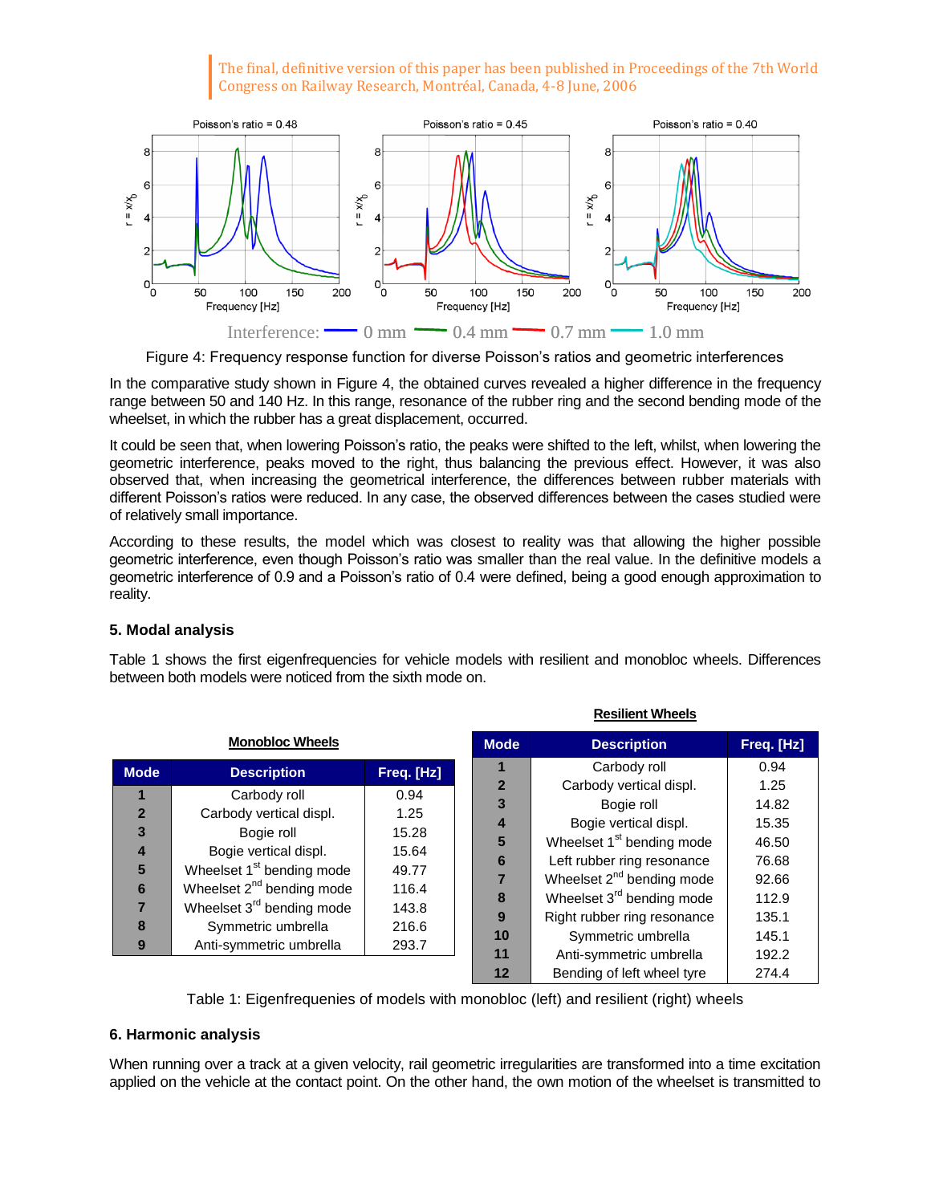Figure 4: Frequency response function for diverse Poisson's ratios and geometric interferences

In the comparative study shown in Figure 4, the obtained curves revealed a higher difference in the frequency range between 50 and 140 Hz. In this range, resonance of the rubber ring and the second bending mode of the wheelset, in which the rubber has a great displacement, occurred.

It could be seen that, when lowering Poisson's ratio, the peaks were shifted to the left, whilst, when lowering the geometric interference, peaks moved to the right, thus balancing the previous effect. However, it was also observed that, when increasing the geometrical interference, the differences between rubber materials with different Poisson's ratios were reduced. In any case, the observed differences between the cases studied were of relatively small importance.

According to these results, the model which was closest to reality was that allowing the higher possible geometric interference, even though Poisson's ratio was smaller than the real value. In the definitive models a geometric interference of 0.9 and a Poisson's ratio of 0.4 were defined, being a good enough approximation to reality.

## 5. Modal analysis

Table 1 shows the first eigenfrequencies for vehicle models with resilient and monobloc wheels. Differences between both models were noticed from the sixth mode on.

**Monobloc Wheels**

| Mode | Description | Freq. [Hz] |
|---|---|---|
| 1 | Carbody roll | 0.94 |
| 2 | Carbody vertical displ. | 1.25 |
| 3 | Bogie roll | 15.28 |
| 4 | Bogie vertical displ. | 15.64 |
| 5 | Wheelset 1st bending mode | 49.77 |
| 6 | Wheelset 2nd bending mode | 116.4 |
| 7 | Wheelset 3rd bending mode | 143.8 |
| 8 | Symmetric umbrella | 216.6 |
| 9 | Anti-symmetric umbrella | 293.7 |

**Resilient Wheels**

| Mode | Description | Freq. [Hz] |
|---|---|---|
| 1 | Carbody roll | 0.94 |
| 2 | Carbody vertical displ. | 1.25 |
| 3 | Bogie roll | 14.82 |
| 4 | Bogie vertical displ. | 15.35 |
| 5 | Wheelset 1st bending mode | 46.50 |
| 6 | Left rubber ring resonance | 76.68 |
| 7 | Wheelset 2nd bending mode | 92.66 |
| 8 | Wheelset 3rd bending mode | 112.9 |
| 9 | Right rubber ring resonance | 135.1 |
| 10 | Symmetric umbrella | 145.1 |
| 11 | Anti-symmetric umbrella | 192.2 |
| 12 | Bending of left wheel tyre | 274.4 |

Table 1: Eigenfrequenies of models with monobloc (left) and resilient (right) wheels

## 6. Harmonic analysis

When running over a track at a given velocity, rail geometric irregularities are transformed into a time excitation applied on the vehicle at the contact point. On the other hand, the own motion of the wheelset is transmitted to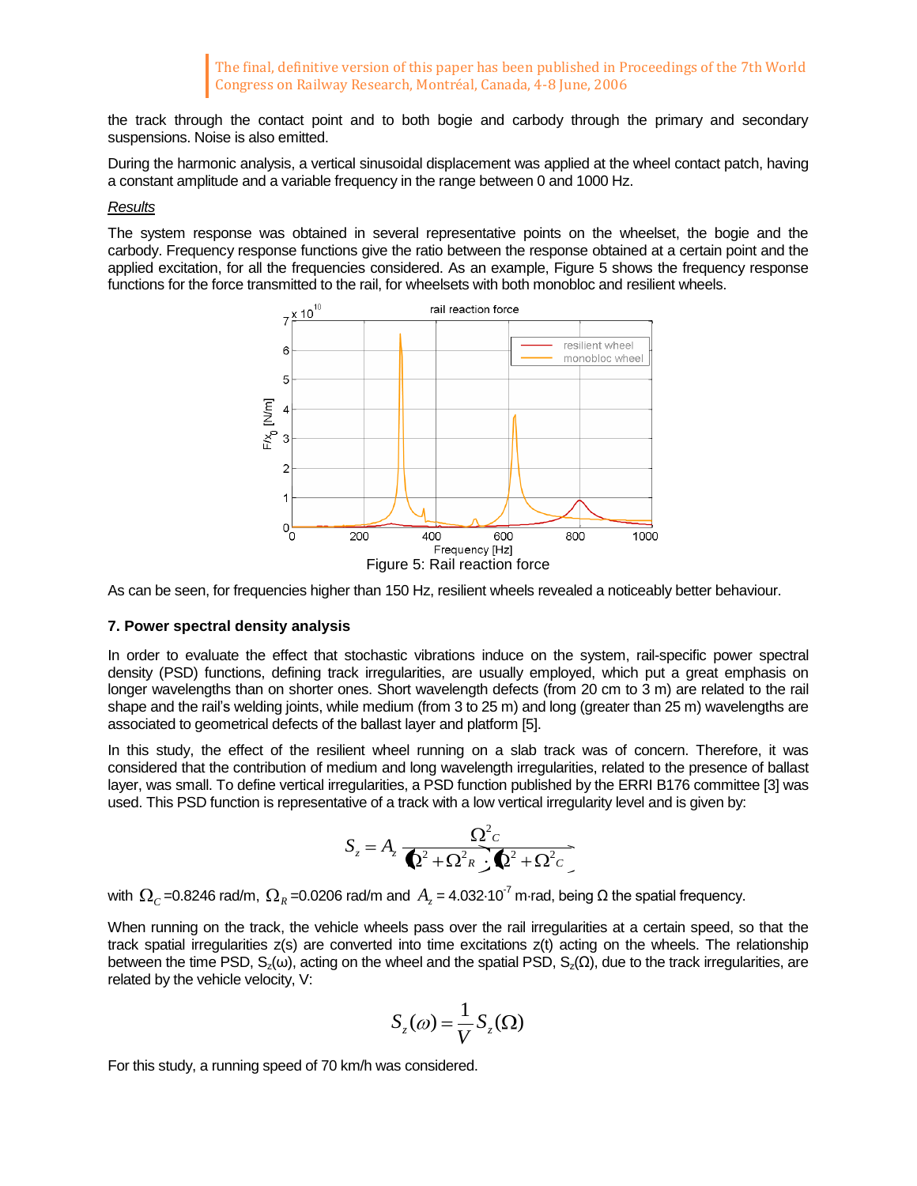the track through the contact point and to both bogie and carbody through the primary and secondary suspensions. Noise is also emitted.

During the harmonic analysis, a vertical sinusoidal displacement was applied at the wheel contact patch, having a constant amplitude and a variable frequency in the range between 0 and 1000 Hz.

*Results*

The system response was obtained in several representative points on the wheelset, the bogie and the carbody. Frequency response functions give the ratio between the response obtained at a certain point and the applied excitation, for all the frequencies considered. As an example, Figure 5 shows the frequency response functions for the force transmitted to the rail, for wheelsets with both monobloc and resilient wheels.

Figure 5: Rail reaction force

As can be seen, for frequencies higher than 150 Hz, resilient wheels revealed a noticeably better behaviour.

## 7. Power spectral density analysis

In order to evaluate the effect that stochastic vibrations induce on the system, rail-specific power spectral density (PSD) functions, defining track irregularities, are usually employed, which put a great emphasis on longer wavelengths than on shorter ones. Short wavelength defects (from 20 cm to 3 m) are related to the rail shape and the rail's welding joints, while medium (from 3 to 25 m) and long (greater than 25 m) wavelengths are associated to geometrical defects of the ballast layer and platform [5].

In this study, the effect of the resilient wheel running on a slab track was of concern. Therefore, it was considered that the contribution of medium and long wavelength irregularities, related to the presence of ballast layer, was small. To define vertical irregularities, a PSD function published by the ERRI B176 committee [3] was used. This PSD function is representative of a track with a low vertical irregularity level and is given by:

$$S_z = A_z \frac{\Omega_C^2}{(\Omega^2 + \Omega_R^2)\cdot(\Omega^2 + \Omega_C^2)}$$

with $\Omega_C$ =0.8246 rad/m, $\Omega_R$ =0.0206 rad/m and $A_z$ = 4.032·10$^{-7}$ m·rad, being Ω the spatial frequency.

When running on the track, the vehicle wheels pass over the rail irregularities at a certain speed, so that the track spatial irregularities z(s) are converted into time excitations z(t) acting on the wheels. The relationship between the time PSD, $S_z(\omega)$, acting on the wheel and the spatial PSD, $S_z(\Omega)$, due to the track irregularities, are related by the vehicle velocity, V:

$$S_z(\omega) = \frac{1}{V} S_z(\Omega)$$

For this study, a running speed of 70 km/h was considered.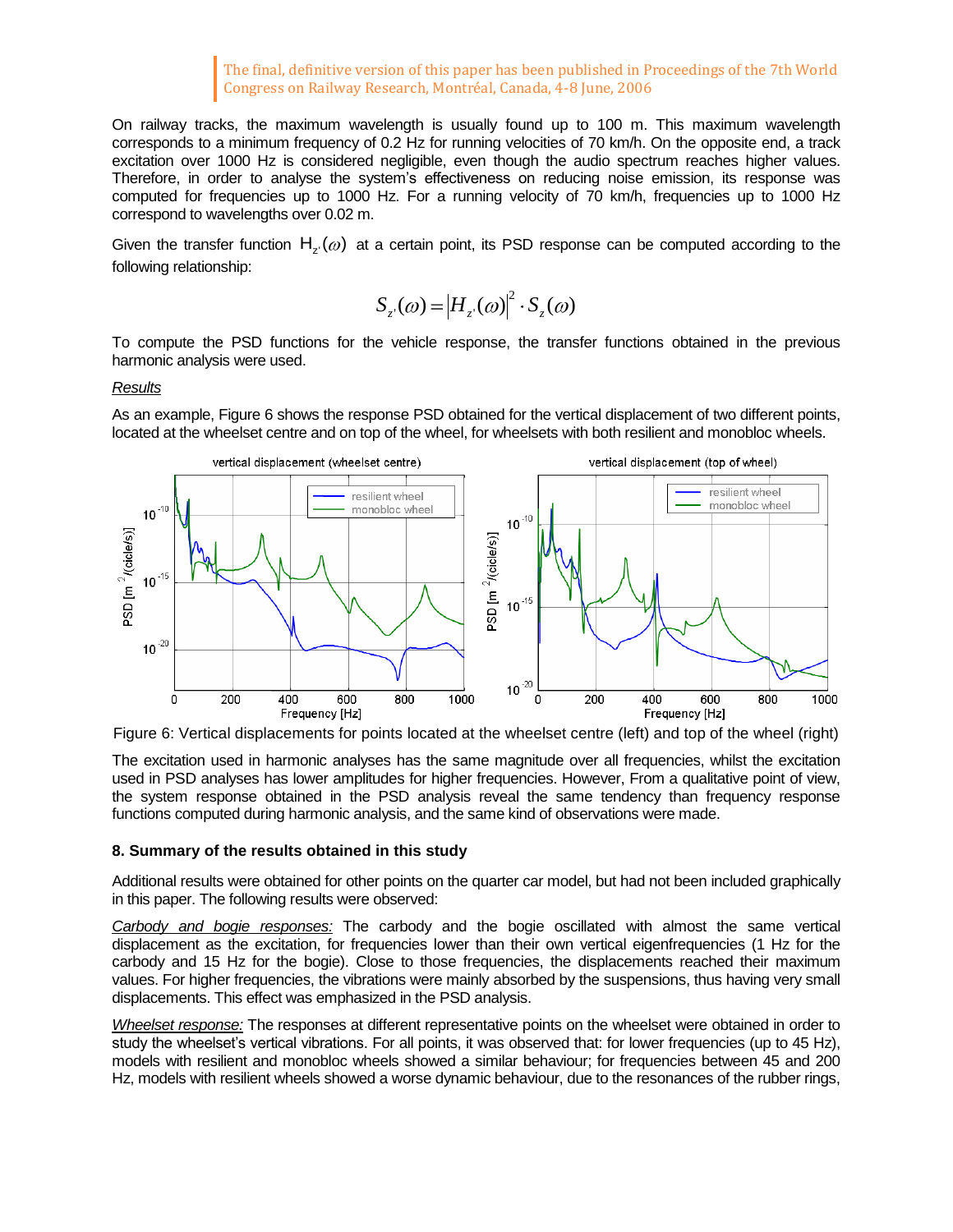On railway tracks, the maximum wavelength is usually found up to 100 m. This maximum wavelength corresponds to a minimum frequency of 0.2 Hz for running velocities of 70 km/h. On the opposite end, a track excitation over 1000 Hz is considered negligible, even though the audio spectrum reaches higher values. Therefore, in order to analyse the system's effectiveness on reducing noise emission, its response was computed for frequencies up to 1000 Hz. For a running velocity of 70 km/h, frequencies up to 1000 Hz correspond to wavelengths over 0.02 m.

Given the transfer function $H_{z'}(\omega)$ at a certain point, its PSD response can be computed according to the following relationship:

$$S_{z'}(\omega) = \left| H_{z'}(\omega) \right|^2 \cdot S_z(\omega)$$

To compute the PSD functions for the vehicle response, the transfer functions obtained in the previous harmonic analysis were used.

*Results*

As an example, Figure 6 shows the response PSD obtained for the vertical displacement of two different points, located at the wheelset centre and on top of the wheel, for wheelsets with both resilient and monobloc wheels.

Figure 6: Vertical displacements for points located at the wheelset centre (left) and top of the wheel (right)

The excitation used in harmonic analyses has the same magnitude over all frequencies, whilst the excitation used in PSD analyses has lower amplitudes for higher frequencies. However, From a qualitative point of view, the system response obtained in the PSD analysis reveal the same tendency than frequency response functions computed during harmonic analysis, and the same kind of observations were made.

## 8. Summary of the results obtained in this study

Additional results were obtained for other points on the quarter car model, but had not been included graphically in this paper. The following results were observed:

*Carbody and bogie responses:* The carbody and the bogie oscillated with almost the same vertical displacement as the excitation, for frequencies lower than their own vertical eigenfrequencies (1 Hz for the carbody and 15 Hz for the bogie). Close to those frequencies, the displacements reached their maximum values. For higher frequencies, the vibrations were mainly absorbed by the suspensions, thus having very small displacements. This effect was emphasized in the PSD analysis.

*Wheelset response:* The responses at different representative points on the wheelset were obtained in order to study the wheelset's vertical vibrations. For all points, it was observed that: for lower frequencies (up to 45 Hz), models with resilient and monobloc wheels showed a similar behaviour; for frequencies between 45 and 200 Hz, models with resilient wheels showed a worse dynamic behaviour, due to the resonances of the rubber rings,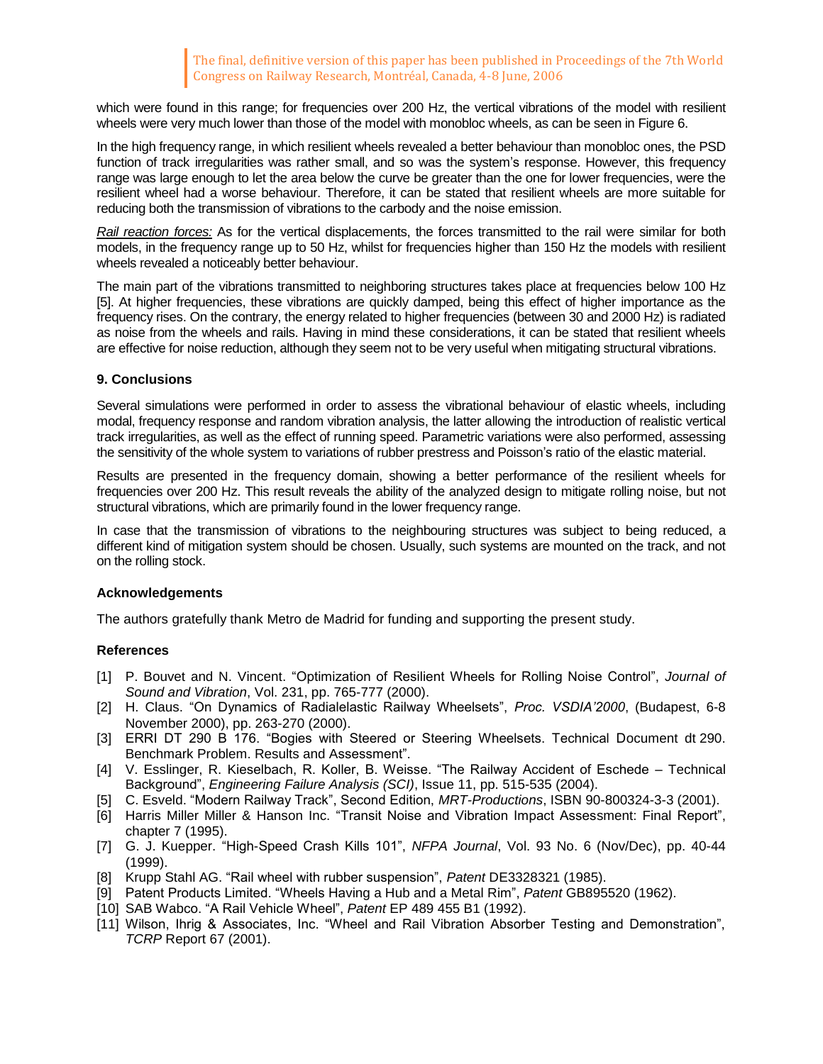which were found in this range; for frequencies over 200 Hz, the vertical vibrations of the model with resilient wheels were very much lower than those of the model with monobloc wheels, as can be seen in Figure 6.

In the high frequency range, in which resilient wheels revealed a better behaviour than monobloc ones, the PSD function of track irregularities was rather small, and so was the system's response. However, this frequency range was large enough to let the area below the curve be greater than the one for lower frequencies, were the resilient wheel had a worse behaviour. Therefore, it can be stated that resilient wheels are more suitable for reducing both the transmission of vibrations to the carbody and the noise emission.

*Rail reaction forces:* As for the vertical displacements, the forces transmitted to the rail were similar for both models, in the frequency range up to 50 Hz, whilst for frequencies higher than 150 Hz the models with resilient wheels revealed a noticeably better behaviour.

The main part of the vibrations transmitted to neighboring structures takes place at frequencies below 100 Hz [5]. At higher frequencies, these vibrations are quickly damped, being this effect of higher importance as the frequency rises. On the contrary, the energy related to higher frequencies (between 30 and 2000 Hz) is radiated as noise from the wheels and rails. Having in mind these considerations, it can be stated that resilient wheels are effective for noise reduction, although they seem not to be very useful when mitigating structural vibrations.

## 9. Conclusions

Several simulations were performed in order to assess the vibrational behaviour of elastic wheels, including modal, frequency response and random vibration analysis, the latter allowing the introduction of realistic vertical track irregularities, as well as the effect of running speed. Parametric variations were also performed, assessing the sensitivity of the whole system to variations of rubber prestress and Poisson's ratio of the elastic material.

Results are presented in the frequency domain, showing a better performance of the resilient wheels for frequencies over 200 Hz. This result reveals the ability of the analyzed design to mitigate rolling noise, but not structural vibrations, which are primarily found in the lower frequency range.

In case that the transmission of vibrations to the neighbouring structures was subject to being reduced, a different kind of mitigation system should be chosen. Usually, such systems are mounted on the track, and not on the rolling stock.

### Acknowledgements

The authors gratefully thank Metro de Madrid for funding and supporting the present study.

### References

[1] P. Bouvet and N. Vincent. "Optimization of Resilient Wheels for Rolling Noise Control", *Journal of Sound and Vibration*, Vol. 231, pp. 765-777 (2000).

[2] H. Claus. "On Dynamics of Radialelastic Railway Wheelsets", *Proc. VSDIA'2000*, (Budapest, 6-8 November 2000), pp. 263-270 (2000).

[3] ERRI DT 290 B 176. "Bogies with Steered or Steering Wheelsets. Technical Document dt 290. Benchmark Problem. Results and Assessment".

[4] V. Esslinger, R. Kieselbach, R. Koller, B. Weisse. "The Railway Accident of Eschede – Technical Background", *Engineering Failure Analysis (SCI)*, Issue 11, pp. 515-535 (2004).

[5] C. Esveld. "Modern Railway Track", Second Edition, *MRT-Productions*, ISBN 90-800324-3-3 (2001).

[6] Harris Miller Miller & Hanson Inc. "Transit Noise and Vibration Impact Assessment: Final Report", chapter 7 (1995).

[7] G. J. Kuepper. "High-Speed Crash Kills 101", *NFPA Journal*, Vol. 93 No. 6 (Nov/Dec), pp. 40-44 (1999).

[8] Krupp Stahl AG. "Rail wheel with rubber suspension", *Patent* DE3328321 (1985).

[9] Patent Products Limited. "Wheels Having a Hub and a Metal Rim", *Patent* GB895520 (1962).

[10] SAB Wabco. "A Rail Vehicle Wheel", *Patent* EP 489 455 B1 (1992).

[11] Wilson, Ihrig & Associates, Inc. "Wheel and Rail Vibration Absorber Testing and Demonstration", *TCRP* Report 67 (2001).